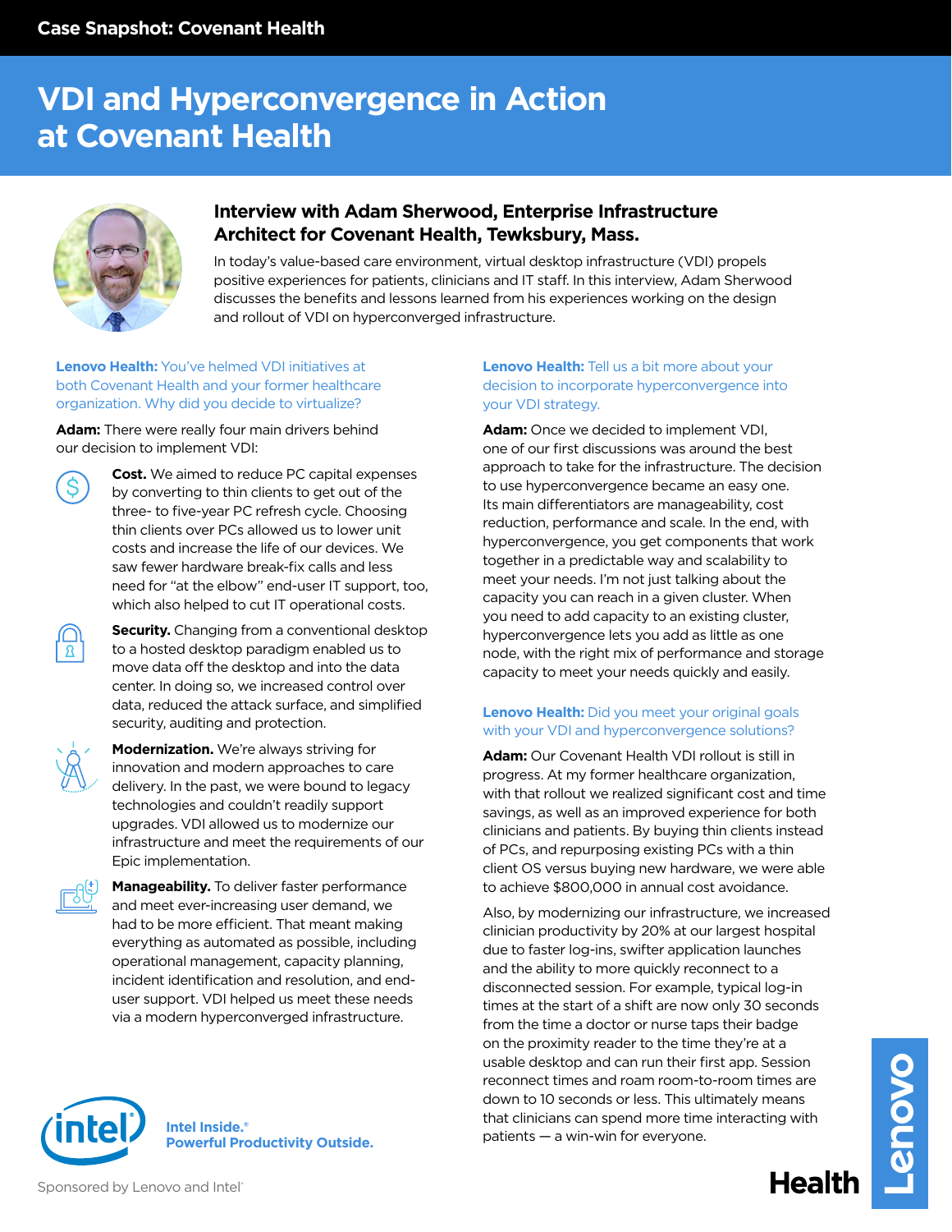Case Snapshot: Covenant Health

# VDI and Hyperconvergence in Action at Covenant Health

## Interview with Adam Sherwood, Enterprise Infrastructure Architect for Covenant Health, Tewksbury, Mass.

In today's value-based care environment, virtual desktop infrastructure (VDI) propels positive experiences for patients, clinicians and IT staff. In this interview, Adam Sherwood discusses the benefits and lessons learned from his experiences working on the design and rollout of VDI on hyperconverged infrastructure.

**Lenovo Health:** You've helmed VDI initiatives at both Covenant Health and your former healthcare organization. Why did you decide to virtualize?

**Adam:** There were really four main drivers behind our decision to implement VDI:

**Cost.** We aimed to reduce PC capital expenses by converting to thin clients to get out of the three- to five-year PC refresh cycle. Choosing thin clients over PCs allowed us to lower unit costs and increase the life of our devices. We saw fewer hardware break-fix calls and less need for "at the elbow" end-user IT support, too, which also helped to cut IT operational costs.

**Security.** Changing from a conventional desktop to a hosted desktop paradigm enabled us to move data off the desktop and into the data center. In doing so, we increased control over data, reduced the attack surface, and simplified security, auditing and protection.

**Modernization.** We're always striving for innovation and modern approaches to care delivery. In the past, we were bound to legacy technologies and couldn't readily support upgrades. VDI allowed us to modernize our infrastructure and meet the requirements of our Epic implementation.

**Manageability.** To deliver faster performance and meet ever-increasing user demand, we had to be more efficient. That meant making everything as automated as possible, including operational management, capacity planning, incident identification and resolution, and end-user support. VDI helped us meet these needs via a modern hyperconverged infrastructure.

**Lenovo Health:** Tell us a bit more about your decision to incorporate hyperconvergence into your VDI strategy.

**Adam:** Once we decided to implement VDI, one of our first discussions was around the best approach to take for the infrastructure. The decision to use hyperconvergence became an easy one. Its main differentiators are manageability, cost reduction, performance and scale. In the end, with hyperconvergence, you get components that work together in a predictable way and scalability to meet your needs. I'm not just talking about the capacity you can reach in a given cluster. When you need to add capacity to an existing cluster, hyperconvergence lets you add as little as one node, with the right mix of performance and storage capacity to meet your needs quickly and easily.

**Lenovo Health:** Did you meet your original goals with your VDI and hyperconvergence solutions?

**Adam:** Our Covenant Health VDI rollout is still in progress. At my former healthcare organization, with that rollout we realized significant cost and time savings, as well as an improved experience for both clinicians and patients. By buying thin clients instead of PCs, and repurposing existing PCs with a thin client OS versus buying new hardware, we were able to achieve $800,000 in annual cost avoidance.

Also, by modernizing our infrastructure, we increased clinician productivity by 20% at our largest hospital due to faster log-ins, swifter application launches and the ability to more quickly reconnect to a disconnected session. For example, typical log-in times at the start of a shift are now only 30 seconds from the time a doctor or nurse taps their badge on the proximity reader to the time they're at a usable desktop and can run their first app. Session reconnect times and roam room-to-room times are down to 10 seconds or less. This ultimately means that clinicians can spend more time interacting with patients — a win-win for everyone.

Intel Inside.® Powerful Productivity Outside.

Sponsored by Lenovo and Intel®

Lenovo Health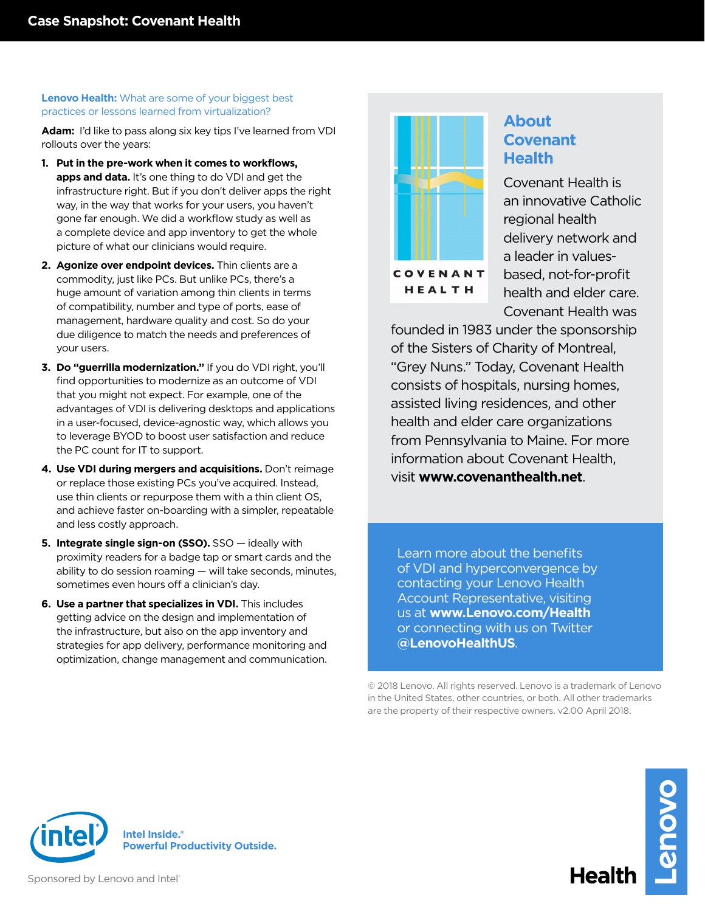**Lenovo Health:** What are some of your biggest best practices or lessons learned from virtualization?

**Adam:** I'd like to pass along six key tips I've learned from VDI rollouts over the years:

1. **Put in the pre-work when it comes to workflows, apps and data.** It's one thing to do VDI and get the infrastructure right. But if you don't deliver apps the right way, in the way that works for your users, you haven't gone far enough. We did a workflow study as well as a complete device and app inventory to get the whole picture of what our clinicians would require.
2. **Agonize over endpoint devices.** Thin clients are a commodity, just like PCs. But unlike PCs, there's a huge amount of variation among thin clients in terms of compatibility, number and type of ports, ease of management, hardware quality and cost. So do your due diligence to match the needs and preferences of your users.
3. **Do "guerrilla modernization."** If you do VDI right, you'll find opportunities to modernize as an outcome of VDI that you might not expect. For example, one of the advantages of VDI is delivering desktops and applications in a user-focused, device-agnostic way, which allows you to leverage BYOD to boost user satisfaction and reduce the PC count for IT to support.
4. **Use VDI during mergers and acquisitions.** Don't reimage or replace those existing PCs you've acquired. Instead, use thin clients or repurpose them with a thin client OS, and achieve faster on-boarding with a simpler, repeatable and less costly approach.
5. **Integrate single sign-on (SSO).** SSO — ideally with proximity readers for a badge tap or smart cards and the ability to do session roaming — will take seconds, minutes, sometimes even hours off a clinician's day.
6. **Use a partner that specializes in VDI.** This includes getting advice on the design and implementation of the infrastructure, but also on the app inventory and strategies for app delivery, performance monitoring and optimization, change management and communication.

## About Covenant Health

Covenant Health is an innovative Catholic regional health delivery network and a leader in values-based, not-for-profit health and elder care. Covenant Health was founded in 1983 under the sponsorship of the Sisters of Charity of Montreal, "Grey Nuns." Today, Covenant Health consists of hospitals, nursing homes, assisted living residences, and other health and elder care organizations from Pennsylvania to Maine. For more information about Covenant Health, visit **www.covenanthealth.net**.

Learn more about the benefits of VDI and hyperconvergence by contacting your Lenovo Health Account Representative, visiting us at **www.Lenovo.com/Health** or connecting with us on Twitter **@LenovoHealthUS**.

© 2018 Lenovo. All rights reserved. Lenovo is a trademark of Lenovo in the United States, other countries, or both. All other trademarks are the property of their respective owners. v2.00 April 2018.

Intel Inside.®
Powerful Productivity Outside.

Sponsored by Lenovo and Intel®